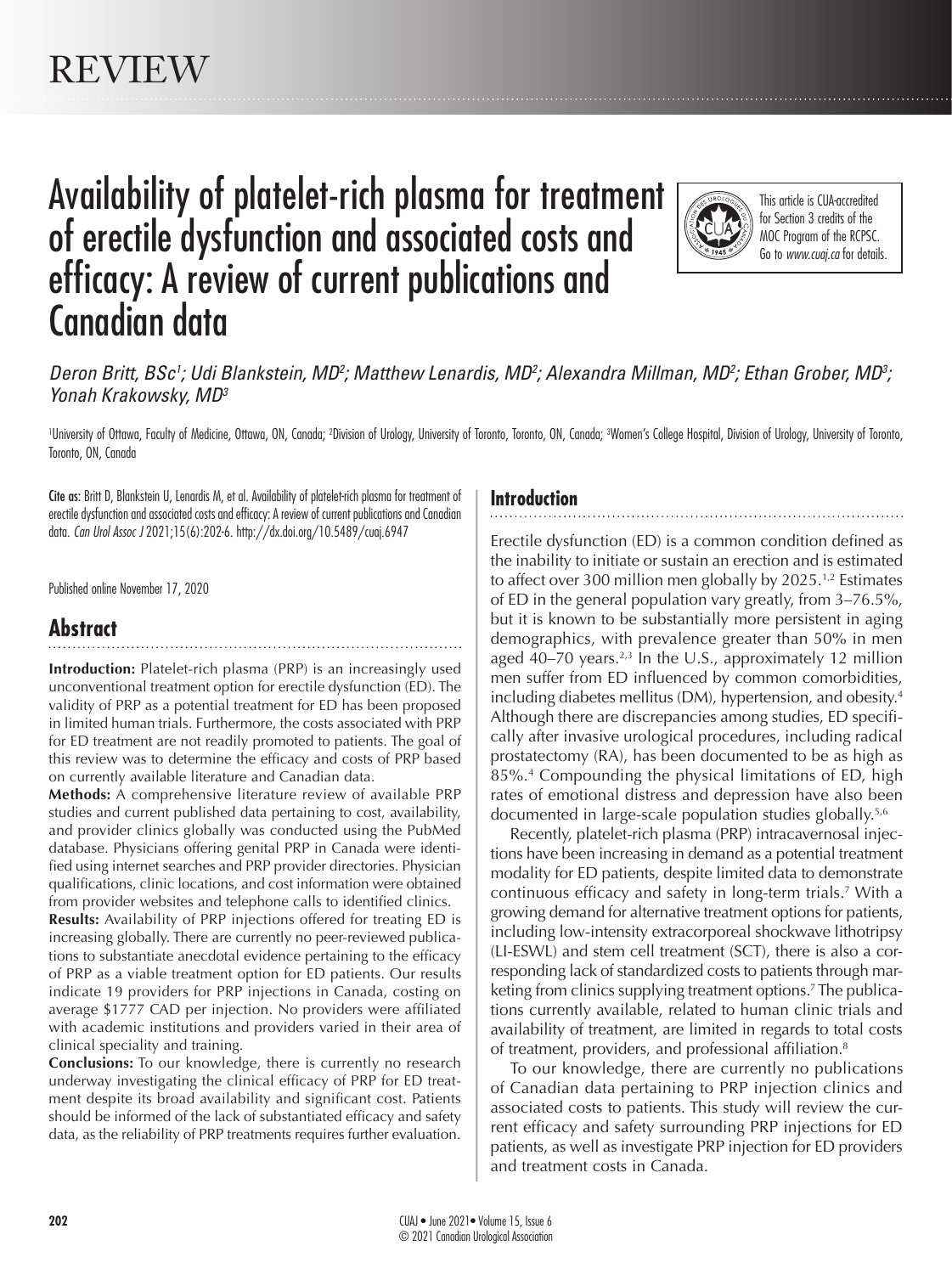REVIEW

# Availability of platelet-rich plasma for treatment of erectile dysfunction and associated costs and efficacy: A review of current publications and Canadian data

This article is CUA-accredited for Section 3 credits of the MOC Program of the RCPSC. Go to *www.cuaj.ca* for details.

*Deron Britt, BSc[1]; Udi Blankstein, MD[2]; Matthew Lenardis, MD[2]; Alexandra Millman, MD[2]; Ethan Grober, MD[3]; Yonah Krakowsky, MD[3]*

[1]University of Ottawa, Faculty of Medicine, Ottawa, ON, Canada; [2]Division of Urology, University of Toronto, Toronto, ON, Canada; [3]Women's College Hospital, Division of Urology, University of Toronto, Toronto, ON, Canada

Cite as: Britt D, Blankstein U, Lenardis M, et al. Availability of platelet-rich plasma for treatment of erectile dysfunction and associated costs and efficacy: A review of current publications and Canadian data. *Can Urol Assoc J* 2021;15(6):202-6. http://dx.doi.org/10.5489/cuaj.6947

Published online November 17, 2020

## Abstract

**Introduction:** Platelet-rich plasma (PRP) is an increasingly used unconventional treatment option for erectile dysfunction (ED). The validity of PRP as a potential treatment for ED has been proposed in limited human trials. Furthermore, the costs associated with PRP for ED treatment are not readily promoted to patients. The goal of this review was to determine the efficacy and costs of PRP based on currently available literature and Canadian data.

**Methods:** A comprehensive literature review of available PRP studies and current published data pertaining to cost, availability, and provider clinics globally was conducted using the PubMed database. Physicians offering genital PRP in Canada were identified using internet searches and PRP provider directories. Physician qualifications, clinic locations, and cost information were obtained from provider websites and telephone calls to identified clinics.

**Results:** Availability of PRP injections offered for treating ED is increasing globally. There are currently no peer-reviewed publications to substantiate anecdotal evidence pertaining to the efficacy of PRP as a viable treatment option for ED patients. Our results indicate 19 providers for PRP injections in Canada, costing on average $1777 CAD per injection. No providers were affiliated with academic institutions and providers varied in their area of clinical speciality and training.

**Conclusions:** To our knowledge, there is currently no research underway investigating the clinical efficacy of PRP for ED treatment despite its broad availability and significant cost. Patients should be informed of the lack of substantiated efficacy and safety data, as the reliability of PRP treatments requires further evaluation.

## Introduction

Erectile dysfunction (ED) is a common condition defined as the inability to initiate or sustain an erection and is estimated to affect over 300 million men globally by 2025.[1,2] Estimates of ED in the general population vary greatly, from 3–76.5%, but it is known to be substantially more persistent in aging demographics, with prevalence greater than 50% in men aged 40–70 years.[2,3] In the U.S., approximately 12 million men suffer from ED influenced by common comorbidities, including diabetes mellitus (DM), hypertension, and obesity.[4] Although there are discrepancies among studies, ED specifically after invasive urological procedures, including radical prostatectomy (RA), has been documented to be as high as 85%.[4] Compounding the physical limitations of ED, high rates of emotional distress and depression have also been documented in large-scale population studies globally.[5,6]

Recently, platelet-rich plasma (PRP) intracavernosal injections have been increasing in demand as a potential treatment modality for ED patients, despite limited data to demonstrate continuous efficacy and safety in long-term trials.[7] With a growing demand for alternative treatment options for patients, including low-intensity extracorporeal shockwave lithotripsy (LI-ESWL) and stem cell treatment (SCT), there is also a corresponding lack of standardized costs to patients through marketing from clinics supplying treatment options.[7] The publications currently available, related to human clinic trials and availability of treatment, are limited in regards to total costs of treatment, providers, and professional affiliation.[8]

To our knowledge, there are currently no publications of Canadian data pertaining to PRP injection clinics and associated costs to patients. This study will review the current efficacy and safety surrounding PRP injections for ED patients, as well as investigate PRP injection for ED providers and treatment costs in Canada.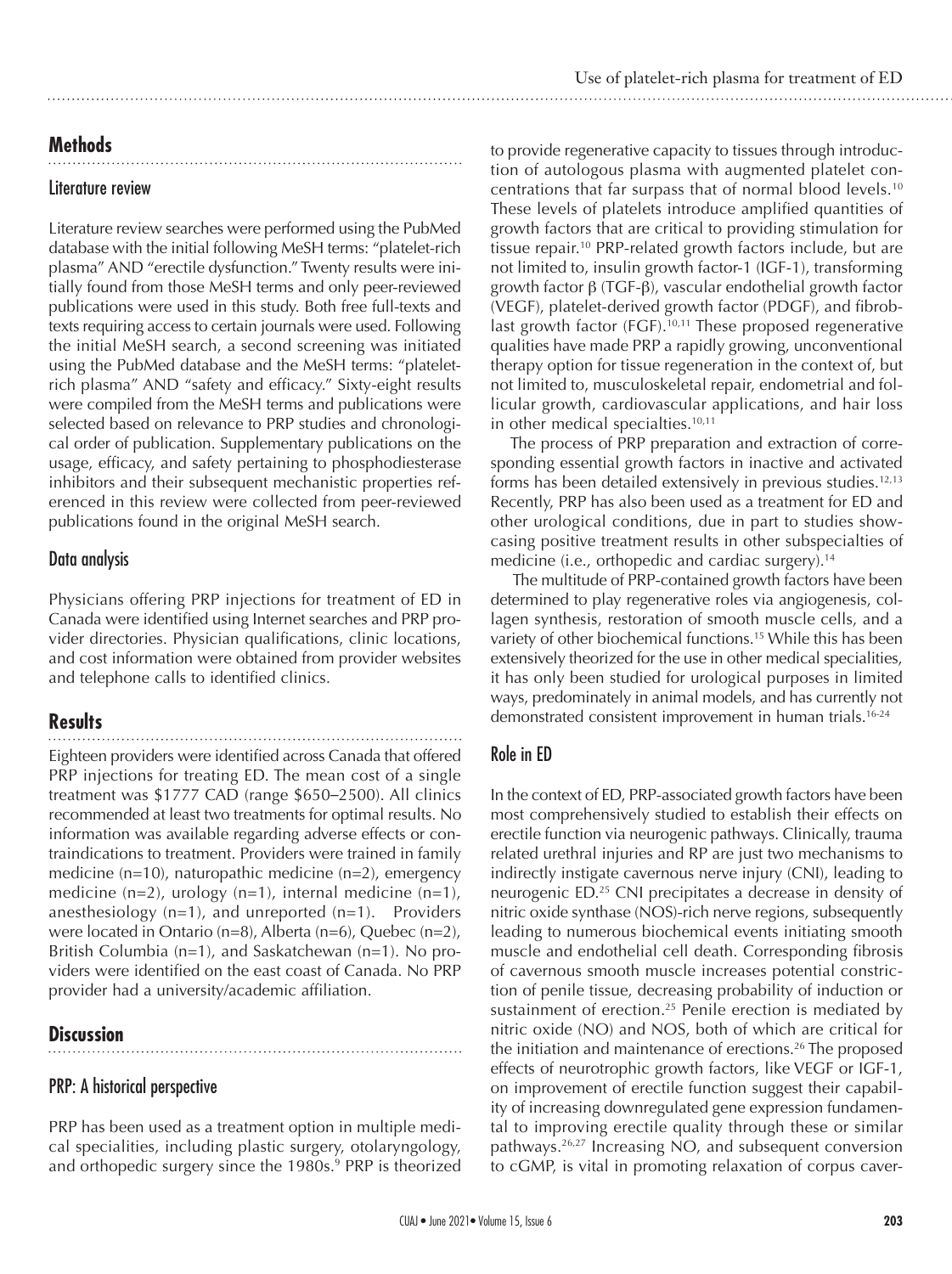## Methods

### Literature review

Literature review searches were performed using the PubMed database with the initial following MeSH terms: "platelet-rich plasma" AND "erectile dysfunction." Twenty results were initially found from those MeSH terms and only peer-reviewed publications were used in this study. Both free full-texts and texts requiring access to certain journals were used. Following the initial MeSH search, a second screening was initiated using the PubMed database and the MeSH terms: "platelet-rich plasma" AND "safety and efficacy." Sixty-eight results were compiled from the MeSH terms and publications were selected based on relevance to PRP studies and chronological order of publication. Supplementary publications on the usage, efficacy, and safety pertaining to phosphodiesterase inhibitors and their subsequent mechanistic properties referenced in this review were collected from peer-reviewed publications found in the original MeSH search.

### Data analysis

Physicians offering PRP injections for treatment of ED in Canada were identified using Internet searches and PRP provider directories. Physician qualifications, clinic locations, and cost information were obtained from provider websites and telephone calls to identified clinics.

## Results

Eighteen providers were identified across Canada that offered PRP injections for treating ED. The mean cost of a single treatment was $1777 CAD (range $650–2500). All clinics recommended at least two treatments for optimal results. No information was available regarding adverse effects or contraindications to treatment. Providers were trained in family medicine (n=10), naturopathic medicine (n=2), emergency medicine (n=2), urology (n=1), internal medicine (n=1), anesthesiology (n=1), and unreported (n=1). Providers were located in Ontario (n=8), Alberta (n=6), Quebec (n=2), British Columbia (n=1), and Saskatchewan (n=1). No providers were identified on the east coast of Canada. No PRP provider had a university/academic affiliation.

## Discussion

### PRP: A historical perspective

PRP has been used as a treatment option in multiple medical specialities, including plastic surgery, otolaryngology, and orthopedic surgery since the 1980s.[9] PRP is theorized to provide regenerative capacity to tissues through introduction of autologous plasma with augmented platelet concentrations that far surpass that of normal blood levels.[10] These levels of platelets introduce amplified quantities of growth factors that are critical to providing stimulation for tissue repair.[10] PRP-related growth factors include, but are not limited to, insulin growth factor-1 (IGF-1), transforming growth factor β (TGF-β), vascular endothelial growth factor (VEGF), platelet-derived growth factor (PDGF), and fibroblast growth factor (FGF).[10,11] These proposed regenerative qualities have made PRP a rapidly growing, unconventional therapy option for tissue regeneration in the context of, but not limited to, musculoskeletal repair, endometrial and follicular growth, cardiovascular applications, and hair loss in other medical specialties.[10,11]

The process of PRP preparation and extraction of corresponding essential growth factors in inactive and activated forms has been detailed extensively in previous studies.[12,13] Recently, PRP has also been used as a treatment for ED and other urological conditions, due in part to studies showcasing positive treatment results in other subspecialties of medicine (i.e., orthopedic and cardiac surgery).[14]

The multitude of PRP-contained growth factors have been determined to play regenerative roles via angiogenesis, collagen synthesis, restoration of smooth muscle cells, and a variety of other biochemical functions.[15] While this has been extensively theorized for the use in other medical specialities, it has only been studied for urological purposes in limited ways, predominately in animal models, and has currently not demonstrated consistent improvement in human trials.[16-24]

### Role in ED

In the context of ED, PRP-associated growth factors have been most comprehensively studied to establish their effects on erectile function via neurogenic pathways. Clinically, trauma related urethral injuries and RP are just two mechanisms to indirectly instigate cavernous nerve injury (CNI), leading to neurogenic ED.[25] CNI precipitates a decrease in density of nitric oxide synthase (NOS)-rich nerve regions, subsequently leading to numerous biochemical events initiating smooth muscle and endothelial cell death. Corresponding fibrosis of cavernous smooth muscle increases potential constriction of penile tissue, decreasing probability of induction or sustainment of erection.[25] Penile erection is mediated by nitric oxide (NO) and NOS, both of which are critical for the initiation and maintenance of erections.[26] The proposed effects of neurotrophic growth factors, like VEGF or IGF-1, on improvement of erectile function suggest their capability of increasing downregulated gene expression fundamental to improving erectile quality through these or similar pathways.[26,27] Increasing NO, and subsequent conversion to cGMP, is vital in promoting relaxation of corpus caver-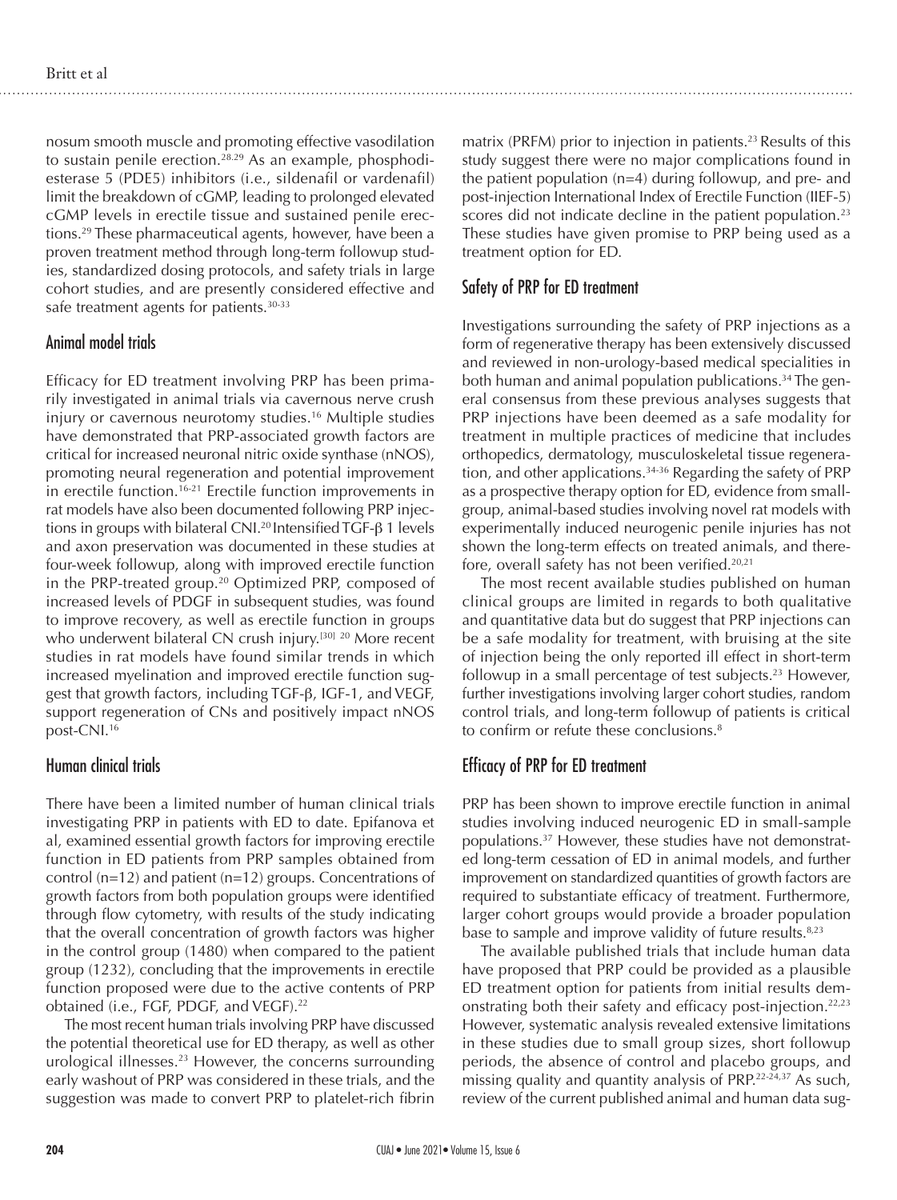nosum smooth muscle and promoting effective vasodilation to sustain penile erection.[28,29] As an example, phosphodiesterase 5 (PDE5) inhibitors (i.e., sildenafil or vardenafil) limit the breakdown of cGMP, leading to prolonged elevated cGMP levels in erectile tissue and sustained penile erections.[29] These pharmaceutical agents, however, have been a proven treatment method through long-term followup studies, standardized dosing protocols, and safety trials in large cohort studies, and are presently considered effective and safe treatment agents for patients.[30-33]

## Animal model trials

Efficacy for ED treatment involving PRP has been primarily investigated in animal trials via cavernous nerve crush injury or cavernous neurotomy studies.[16] Multiple studies have demonstrated that PRP-associated growth factors are critical for increased neuronal nitric oxide synthase (nNOS), promoting neural regeneration and potential improvement in erectile function.[16-21] Erectile function improvements in rat models have also been documented following PRP injections in groups with bilateral CNI.[20] Intensified TGF-β 1 levels and axon preservation was documented in these studies at four-week followup, along with improved erectile function in the PRP-treated group.[20] Optimized PRP, composed of increased levels of PDGF in subsequent studies, was found to improve recovery, as well as erectile function in groups who underwent bilateral CN crush injury.[30] [20] More recent studies in rat models have found similar trends in which increased myelination and improved erectile function suggest that growth factors, including TGF-β, IGF-1, and VEGF, support regeneration of CNs and positively impact nNOS post-CNI.[16]

## Human clinical trials

There have been a limited number of human clinical trials investigating PRP in patients with ED to date. Epifanova et al, examined essential growth factors for improving erectile function in ED patients from PRP samples obtained from control (n=12) and patient (n=12) groups. Concentrations of growth factors from both population groups were identified through flow cytometry, with results of the study indicating that the overall concentration of growth factors was higher in the control group (1480) when compared to the patient group (1232), concluding that the improvements in erectile function proposed were due to the active contents of PRP obtained (i.e., FGF, PDGF, and VEGF).[22]

The most recent human trials involving PRP have discussed the potential theoretical use for ED therapy, as well as other urological illnesses.[23] However, the concerns surrounding early washout of PRP was considered in these trials, and the suggestion was made to convert PRP to platelet-rich fibrin matrix (PRFM) prior to injection in patients.[23] Results of this study suggest there were no major complications found in the patient population (n=4) during followup, and pre- and post-injection International Index of Erectile Function (IIEF-5) scores did not indicate decline in the patient population.[23] These studies have given promise to PRP being used as a treatment option for ED.

## Safety of PRP for ED treatment

Investigations surrounding the safety of PRP injections as a form of regenerative therapy has been extensively discussed and reviewed in non-urology-based medical specialities in both human and animal population publications.[34] The general consensus from these previous analyses suggests that PRP injections have been deemed as a safe modality for treatment in multiple practices of medicine that includes orthopedics, dermatology, musculoskeletal tissue regeneration, and other applications.[34-36] Regarding the safety of PRP as a prospective therapy option for ED, evidence from small-group, animal-based studies involving novel rat models with experimentally induced neurogenic penile injuries has not shown the long-term effects on treated animals, and therefore, overall safety has not been verified.[20,21]

The most recent available studies published on human clinical groups are limited in regards to both qualitative and quantitative data but do suggest that PRP injections can be a safe modality for treatment, with bruising at the site of injection being the only reported ill effect in short-term followup in a small percentage of test subjects.[23] However, further investigations involving larger cohort studies, random control trials, and long-term followup of patients is critical to confirm or refute these conclusions.[8]

## Efficacy of PRP for ED treatment

PRP has been shown to improve erectile function in animal studies involving induced neurogenic ED in small-sample populations.[37] However, these studies have not demonstrated long-term cessation of ED in animal models, and further improvement on standardized quantities of growth factors are required to substantiate efficacy of treatment. Furthermore, larger cohort groups would provide a broader population base to sample and improve validity of future results.[8,23]

The available published trials that include human data have proposed that PRP could be provided as a plausible ED treatment option for patients from initial results demonstrating both their safety and efficacy post-injection.[22,23] However, systematic analysis revealed extensive limitations in these studies due to small group sizes, short followup periods, the absence of control and placebo groups, and missing quality and quantity analysis of PRP.[22-24,37] As such, review of the current published animal and human data sug-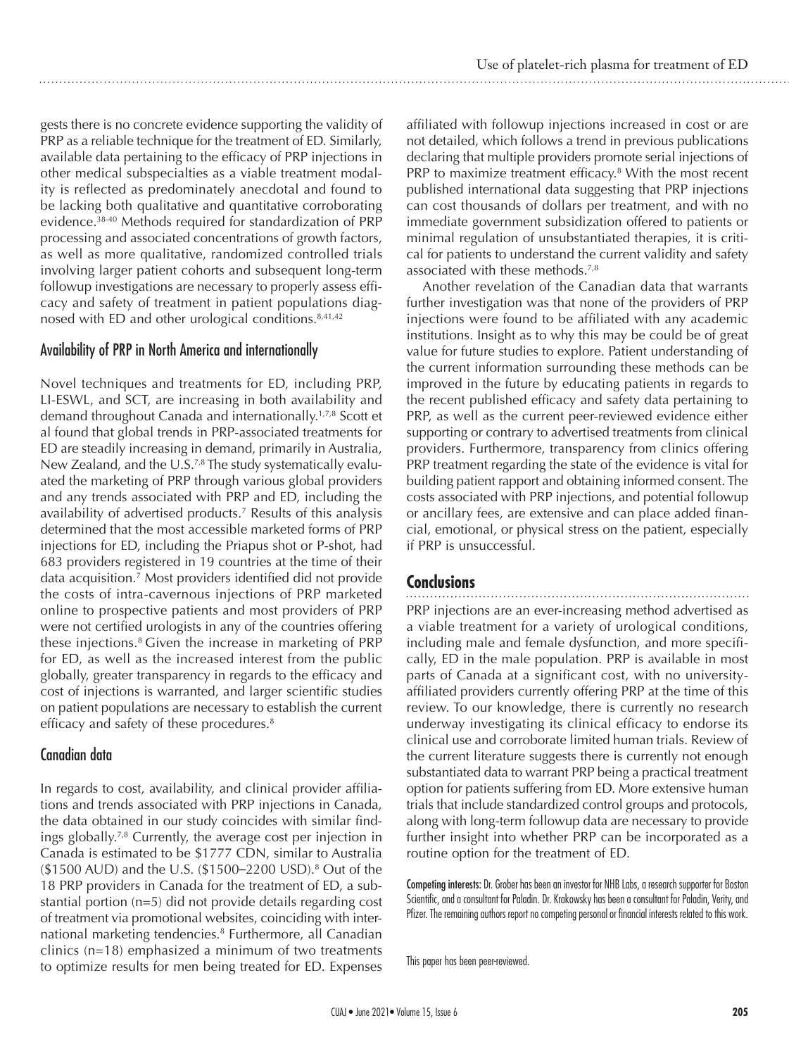gests there is no concrete evidence supporting the validity of PRP as a reliable technique for the treatment of ED. Similarly, available data pertaining to the efficacy of PRP injections in other medical subspecialties as a viable treatment modality is reflected as predominately anecdotal and found to be lacking both qualitative and quantitative corroborating evidence.[38-40] Methods required for standardization of PRP processing and associated concentrations of growth factors, as well as more qualitative, randomized controlled trials involving larger patient cohorts and subsequent long-term followup investigations are necessary to properly assess efficacy and safety of treatment in patient populations diagnosed with ED and other urological conditions.[8,41,42]

## Availability of PRP in North America and internationally

Novel techniques and treatments for ED, including PRP, LI-ESWL, and SCT, are increasing in both availability and demand throughout Canada and internationally.[1,7,8] Scott et al found that global trends in PRP-associated treatments for ED are steadily increasing in demand, primarily in Australia, New Zealand, and the U.S.[7,8] The study systematically evaluated the marketing of PRP through various global providers and any trends associated with PRP and ED, including the availability of advertised products.[7] Results of this analysis determined that the most accessible marketed forms of PRP injections for ED, including the Priapus shot or P-shot, had 683 providers registered in 19 countries at the time of their data acquisition.[7] Most providers identified did not provide the costs of intra-cavernous injections of PRP marketed online to prospective patients and most providers of PRP were not certified urologists in any of the countries offering these injections.[8] Given the increase in marketing of PRP for ED, as well as the increased interest from the public globally, greater transparency in regards to the efficacy and cost of injections is warranted, and larger scientific studies on patient populations are necessary to establish the current efficacy and safety of these procedures.[8]

## Canadian data

In regards to cost, availability, and clinical provider affiliations and trends associated with PRP injections in Canada, the data obtained in our study coincides with similar findings globally.[7,8] Currently, the average cost per injection in Canada is estimated to be $1777 CDN, similar to Australia ($1500 AUD) and the U.S. ($1500–2200 USD).[8] Out of the 18 PRP providers in Canada for the treatment of ED, a substantial portion (n=5) did not provide details regarding cost of treatment via promotional websites, coinciding with international marketing tendencies.[8] Furthermore, all Canadian clinics (n=18) emphasized a minimum of two treatments to optimize results for men being treated for ED. Expenses affiliated with followup injections increased in cost or are not detailed, which follows a trend in previous publications declaring that multiple providers promote serial injections of PRP to maximize treatment efficacy.[8] With the most recent published international data suggesting that PRP injections can cost thousands of dollars per treatment, and with no immediate government subsidization offered to patients or minimal regulation of unsubstantiated therapies, it is critical for patients to understand the current validity and safety associated with these methods.[7,8]

Another revelation of the Canadian data that warrants further investigation was that none of the providers of PRP injections were found to be affiliated with any academic institutions. Insight as to why this may be could be of great value for future studies to explore. Patient understanding of the current information surrounding these methods can be improved in the future by educating patients in regards to the recent published efficacy and safety data pertaining to PRP, as well as the current peer-reviewed evidence either supporting or contrary to advertised treatments from clinical providers. Furthermore, transparency from clinics offering PRP treatment regarding the state of the evidence is vital for building patient rapport and obtaining informed consent. The costs associated with PRP injections, and potential followup or ancillary fees, are extensive and can place added financial, emotional, or physical stress on the patient, especially if PRP is unsuccessful.

# Conclusions

PRP injections are an ever-increasing method advertised as a viable treatment for a variety of urological conditions, including male and female dysfunction, and more specifically, ED in the male population. PRP is available in most parts of Canada at a significant cost, with no university-affiliated providers currently offering PRP at the time of this review. To our knowledge, there is currently no research underway investigating its clinical efficacy to endorse its clinical use and corroborate limited human trials. Review of the current literature suggests there is currently not enough substantiated data to warrant PRP being a practical treatment option for patients suffering from ED. More extensive human trials that include standardized control groups and protocols, along with long-term followup data are necessary to provide further insight into whether PRP can be incorporated as a routine option for the treatment of ED.

**Competing interests:** Dr. Grober has been an investor for NHB Labs, a research supporter for Boston Scientific, and a consultant for Paladin. Dr. Krakowsky has been a consultant for Paladin, Verity, and Pfizer. The remaining authors report no competing personal or financial interests related to this work.

This paper has been peer-reviewed.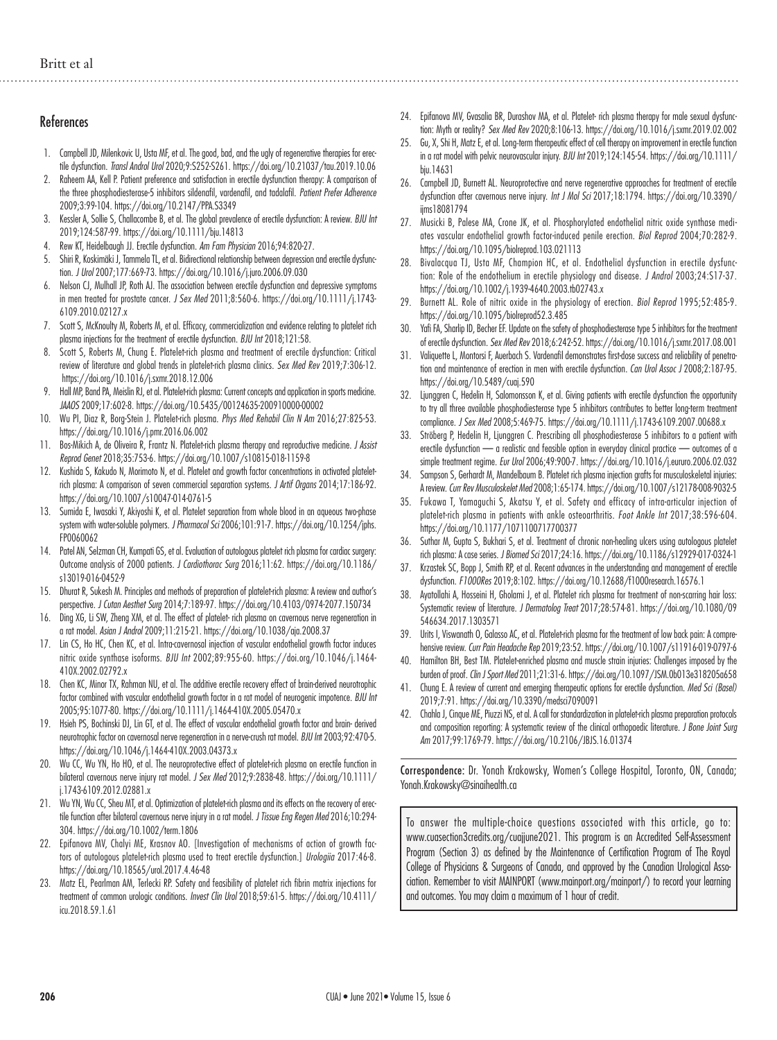## References

1. Campbell JD, Milenkovic U, Usta MF, et al. The good, bad, and the ugly of regenerative therapies for erectile dysfunction. *Transl Androl Urol* 2020;9:S252-S261. https://doi.org/10.21037/tau.2019.10.06
2. Raheem AA, Kell P. Patient preference and satisfaction in erectile dysfunction therapy: A comparison of the three phosphodiesterase-5 inhibitors sildenafil, vardenafil, and tadalafil. *Patient Prefer Adherence* 2009;3:99-104. https://doi.org/10.2147/PPA.S3349
3. Kessler A, Sollie S, Challacombe B, et al. The global prevalence of erectile dysfunction: A review. *BJU Int* 2019;124:587-99. https://doi.org/10.1111/bju.14813
4. Rew KT, Heidelbaugh JJ. Erectile dysfunction. *Am Fam Physician* 2016;94:820-27.
5. Shiri R, Koskimäki J, Tammela TL, et al. Bidirectional relationship between depression and erectile dysfunction. *J Urol* 2007;177:669-73. https://doi.org/10.1016/j.juro.2006.09.030
6. Nelson CJ, Mulhall JP, Roth AJ. The association between erectile dysfunction and depressive symptoms in men treated for prostate cancer. *J Sex Med* 2011;8:560-6. https://doi.org/10.1111/j.1743-6109.2010.02127.x
7. Scott S, McKnoulty M, Roberts M, et al. Efficacy, commercialization and evidence relating to platelet rich plasma injections for the treatment of erectile dysfunction. *BJU Int* 2018;121:58.
8. Scott S, Roberts M, Chung E. Platelet-rich plasma and treatment of erectile dysfunction: Critical review of literature and global trends in platelet-rich plasma clinics. *Sex Med Rev* 2019;7:306-12. https://doi.org/10.1016/j.sxmr.2018.12.006
9. Hall MP, Band PA, Meislin RJ, et al. Platelet-rich plasma: Current concepts and application in sports medicine. *JAAOS* 2009;17:602-8. https://doi.org/10.5435/00124635-200910000-00002
10. Wu PI, Diaz R, Borg-Stein J. Platelet-rich plasma. *Phys Med Rehabil Clin N Am* 2016;27:825-53. https://doi.org/10.1016/j.pmr.2016.06.002
11. Bos-Mikich A, de Oliveira R, Frantz N. Platelet-rich plasma therapy and reproductive medicine. *J Assist Reprod Genet* 2018;35:753-6. https://doi.org/10.1007/s10815-018-1159-8
12. Kushida S, Kakudo N, Morimoto N, et al. Platelet and growth factor concentrations in activated platelet-rich plasma: A comparison of seven commercial separation systems. *J Artif Organs* 2014;17:186-92. https://doi.org/10.1007/s10047-014-0761-5
13. Sumida E, Iwasaki Y, Akiyoshi K, et al. Platelet separation from whole blood in an aqueous two-phase system with water-soluble polymers. *J Pharmacol Sci* 2006;101:91-7. https://doi.org/10.1254/jphs.FP0060062
14. Patel AN, Selzman CH, Kumpati GS, et al. Evaluation of autologous platelet rich plasma for cardiac surgery: Outcome analysis of 2000 patients. *J Cardiothorac Surg* 2016;11:62. https://doi.org/10.1186/s13019-016-0452-9
15. Dhurat R, Sukesh M. Principles and methods of preparation of platelet-rich plasma: A review and author's perspective. *J Cutan Aesthet Surg* 2014;7:189-97. https://doi.org/10.4103/0974-2077.150734
16. Ding XG, Li SW, Zheng XM, et al. The effect of platelet- rich plasma on cavernous nerve regeneration in a rat model. *Asian J Androl* 2009;11:215-21. https://doi.org/10.1038/aja.2008.37
17. Lin CS, Ho HC, Chen KC, et al. Intra-cavernosal injection of vascular endothelial growth factor induces nitric oxide synthase isoforms. *BJU Int* 2002;89:955-60. https://doi.org/10.1046/j.1464-410X.2002.02792.x
18. Chen KC, Minor TX, Rahman NU, et al. The additive erectile recovery effect of brain-derived neurotrophic factor combined with vascular endothelial growth factor in a rat model of neurogenic impotence. *BJU Int* 2005;95:1077-80. https://doi.org/10.1111/j.1464-410X.2005.05470.x
19. Hsieh PS, Bochinski DJ, Lin GT, et al. The effect of vascular endothelial growth factor and brain- derived neurotrophic factor on cavernosal nerve regeneration in a nerve-crush rat model. *BJU Int* 2003;92:470-5. https://doi.org/10.1046/j.1464-410X.2003.04373.x
20. Wu CC, Wu YN, Ho HO, et al. The neuroprotective effect of platelet-rich plasma on erectile function in bilateral cavernous nerve injury rat model. *J Sex Med* 2012;9:2838-48. https://doi.org/10.1111/j.1743-6109.2012.02881.x
21. Wu YN, Wu CC, Sheu MT, et al. Optimization of platelet-rich plasma and its effects on the recovery of erectile function after bilateral cavernous nerve injury in a rat model. *J Tissue Eng Regen Med* 2016;10:294-304. https://doi.org/10.1002/term.1806
22. Epifanova MV, Chalyi ME, Krasnov AO. [Investigation of mechanisms of action of growth factors of autologous platelet-rich plasma used to treat erectile dysfunction.] *Urologiia* 2017:46-8. https://doi.org/10.18565/urol.2017.4.46-48
23. Matz EL, Pearlman AM, Terlecki RP. Safety and feasibility of platelet rich fibrin matrix injections for treatment of common urologic conditions. *Invest Clin Urol* 2018;59:61-5. https://doi.org/10.4111/icu.2018.59.1.61
24. Epifanova MV, Gvasalia BR, Durashov MA, et al. Platelet- rich plasma therapy for male sexual dysfunction: Myth or reality? *Sex Med Rev* 2020;8:106-13. https://doi.org/10.1016/j.sxmr.2019.02.002
25. Gu, X, Shi H, Matz E, et al. Long-term therapeutic effect of cell therapy on improvement in erectile function in a rat model with pelvic neurovascular injury. *BJU Int* 2019;124:145-54. https://doi.org/10.1111/bju.14631
26. Campbell JD, Burnett AL. Neuroprotective and nerve regenerative approaches for treatment of erectile dysfunction after cavernous nerve injury. *Int J Mol Sci* 2017;18:1794. https://doi.org/10.3390/ijms18081794
27. Musicki B, Palese MA, Crone JK, et al. Phosphorylated endothelial nitric oxide synthase mediates vascular endothelial growth factor-induced penile erection. *Biol Reprod* 2004;70:282-9. https://doi.org/10.1095/biolreprod.103.021113
28. Bivalacqua TJ, Usta MF, Champion HC, et al. Endothelial dysfunction in erectile dysfunction: Role of the endothelium in erectile physiology and disease. *J Androl* 2003;24:S17-37. https://doi.org/10.1002/j.1939-4640.2003.tb02743.x
29. Burnett AL. Role of nitric oxide in the physiology of erection. *Biol Reprod* 1995;52:485-9. https://doi.org/10.1095/biolreprod52.3.485
30. Yafi FA, Sharlip ID, Becher EF. Update on the safety of phosphodiesterase type 5 inhibitors for the treatment of erectile dysfunction. *Sex Med Rev* 2018;6:242-52. https://doi.org/10.1016/j.sxmr.2017.08.001
31. Valiquette L, Montorsi F, Auerbach S. Vardenafil demonstrates first-dose success and reliability of penetration and maintenance of erection in men with erectile dysfunction. *Can Urol Assoc J* 2008;2:187-95. https://doi.org/10.5489/cuaj.590
32. Ljunggren C, Hedelin H, Salomonsson K, et al. Giving patients with erectile dysfunction the opportunity to try all three available phosphodiesterase type 5 inhibitors contributes to better long-term treatment compliance. *J Sex Med* 2008;5:469-75. https://doi.org/10.1111/j.1743-6109.2007.00688.x
33. Ströberg P, Hedelin H, Ljunggren C. Prescribing all phosphodiesterase 5 inhibitors to a patient with erectile dysfunction — a realistic and feasible option in everyday clinical practice — outcomes of a simple treatment regime. *Eur Urol* 2006;49:900-7. https://doi.org/10.1016/j.eururo.2006.02.032
34. Sampson S, Gerhardt M, Mandelbaum B. Platelet rich plasma injection grafts for musculoskeletal injuries: A review. *Curr Rev Musculoskelet Med* 2008;1:65-174. https://doi.org/10.1007/s12178-008-9032-5
35. Fukawa T, Yamaguchi S, Akatsu Y, et al. Safety and efficacy of intra-articular injection of platelet-rich plasma in patients with ankle osteoarthritis. *Foot Ankle Int* 2017;38:596-604. https://doi.org/10.1177/1071100717700377
36. Suthar M, Gupta S, Bukhari S, et al. Treatment of chronic non-healing ulcers using autologous platelet rich plasma: A case series. *J Biomed Sci* 2017;24:16. https://doi.org/10.1186/s12929-017-0324-1
37. Krzastek SC, Bopp J, Smith RP, et al. Recent advances in the understanding and management of erectile dysfunction. *F1000Res* 2019;8:102. https://doi.org/10.12688/f1000research.16576.1
38. Ayatollahi A, Hosseini H, Gholami J, et al. Platelet rich plasma for treatment of non-scarring hair loss: Systematic review of literature. *J Dermatolog Treat* 2017;28:574-81. https://doi.org/10.1080/09546634.2017.1303571
39. Urits I, Viswanath O, Galasso AC, et al. Platelet-rich plasma for the treatment of low back pain: A comprehensive review. *Curr Pain Headache Rep* 2019;23:52. https://doi.org/10.1007/s11916-019-0797-6
40. Hamilton BH, Best TM. Platelet-enriched plasma and muscle strain injuries: Challenges imposed by the burden of proof. *Clin J Sport Med* 2011;21:31-6. https://doi.org/10.1097/JSM.0b013e318205a658
41. Chung E. A review of current and emerging therapeutic options for erectile dysfunction. *Med Sci (Basel)* 2019;7:91. https://doi.org/10.3390/medsci7090091
42. Chahla J, Cinque ME, Piuzzi NS, et al. A call for standardization in platelet-rich plasma preparation protocols and composition reporting: A systematic review of the clinical orthopaedic literature. *J Bone Joint Surg Am* 2017;99:1769-79. https://doi.org/10.2106/JBJS.16.01374

**Correspondence:** Dr. Yonah Krakowsky, Women's College Hospital, Toronto, ON, Canada; Yonah.Krakowsky@sinaihealth.ca

To answer the multiple-choice questions associated with this article, go to: www.cuasection3credits.org/cuajjune2021. This program is an Accredited Self-Assessment Program (Section 3) as defined by the Maintenance of Certification Program of The Royal College of Physicians & Surgeons of Canada, and approved by the Canadian Urological Association. Remember to visit MAINPORT (www.mainport.org/mainport/) to record your learning and outcomes. You may claim a maximum of 1 hour of credit.